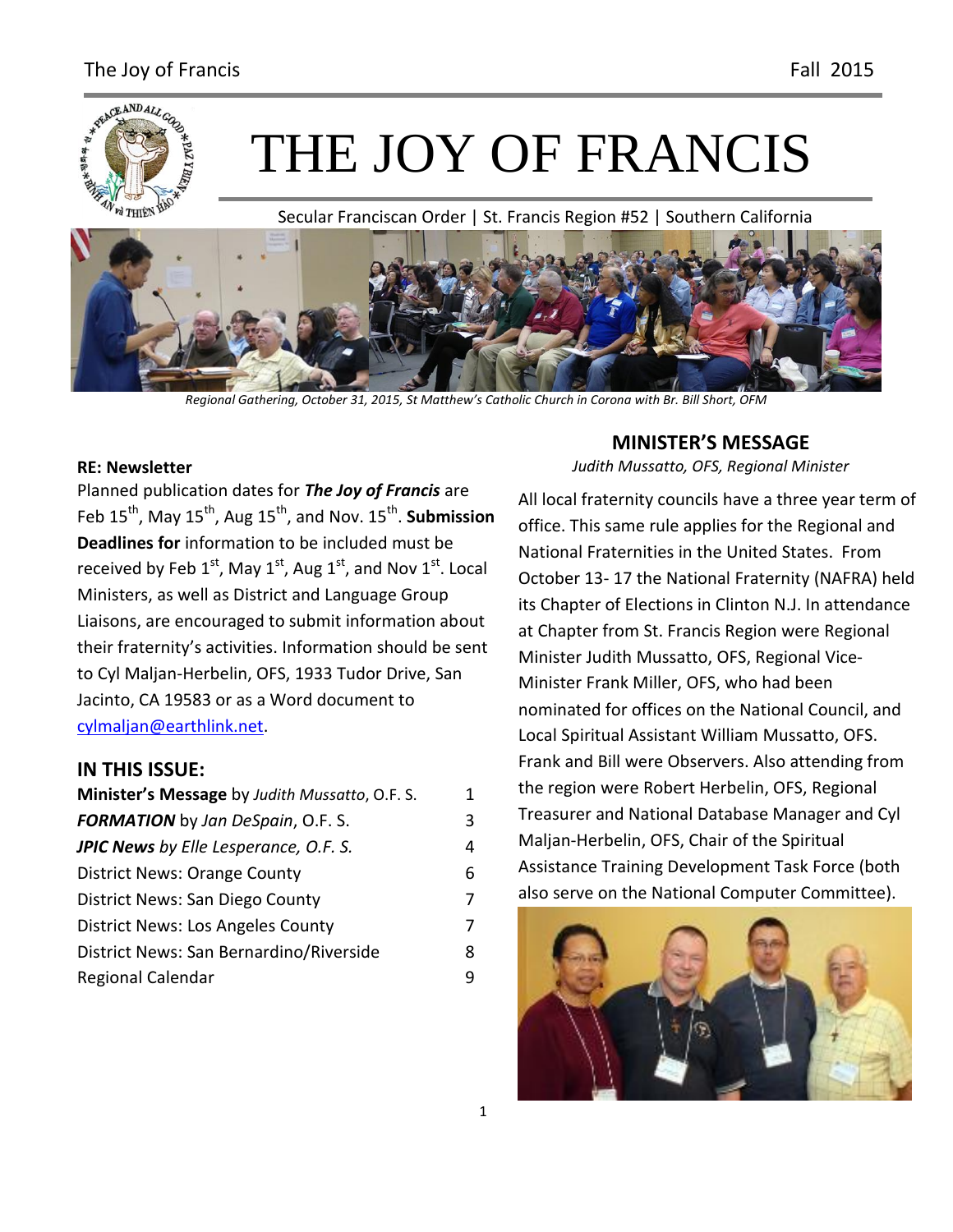# THE JOY OF FRANCIS

Secular Franciscan Order | St. Francis Region #52 | Southern California

*Regional Gathering, October 31, 2015, St Matthew's Catholic Church in Corona with Br. Bill Short, OFM*

**RE: Newsletter**

Planned publication dates for ***The Joy of Francis*** are Feb 15th, May 15th, Aug 15th, and Nov. 15th. **Submission Deadlines for** information to be included must be received by Feb 1st, May 1st, Aug 1st, and Nov 1st. Local Ministers, as well as District and Language Group Liaisons, are encouraged to submit information about their fraternity's activities. Information should be sent to Cyl Maljan-Herbelin, OFS, 1933 Tudor Drive, San Jacinto, CA 19583 or as a Word document to cylmaljan@earthlink.net.

## IN THIS ISSUE:

| | |
|---|---|
| **Minister's Message** by *Judith Mussatto*, O.F. S. | 1 |
| ***FORMATION*** by *Jan DeSpain*, O.F. S. | 3 |
| ***JPIC News** by Elle Lesperance, O.F. S.* | 4 |
| District News: Orange County | 6 |
| District News: San Diego County | 7 |
| District News: Los Angeles County | 7 |
| District News: San Bernardino/Riverside | 8 |
| Regional Calendar | 9 |

## MINISTER'S MESSAGE

*Judith Mussatto, OFS, Regional Minister*

All local fraternity councils have a three year term of office. This same rule applies for the Regional and National Fraternities in the United States. From October 13- 17 the National Fraternity (NAFRA) held its Chapter of Elections in Clinton N.J. In attendance at Chapter from St. Francis Region were Regional Minister Judith Mussatto, OFS, Regional Vice-Minister Frank Miller, OFS, who had been nominated for offices on the National Council, and Local Spiritual Assistant William Mussatto, OFS. Frank and Bill were Observers. Also attending from the region were Robert Herbelin, OFS, Regional Treasurer and National Database Manager and Cyl Maljan-Herbelin, OFS, Chair of the Spiritual Assistance Training Development Task Force (both also serve on the National Computer Committee).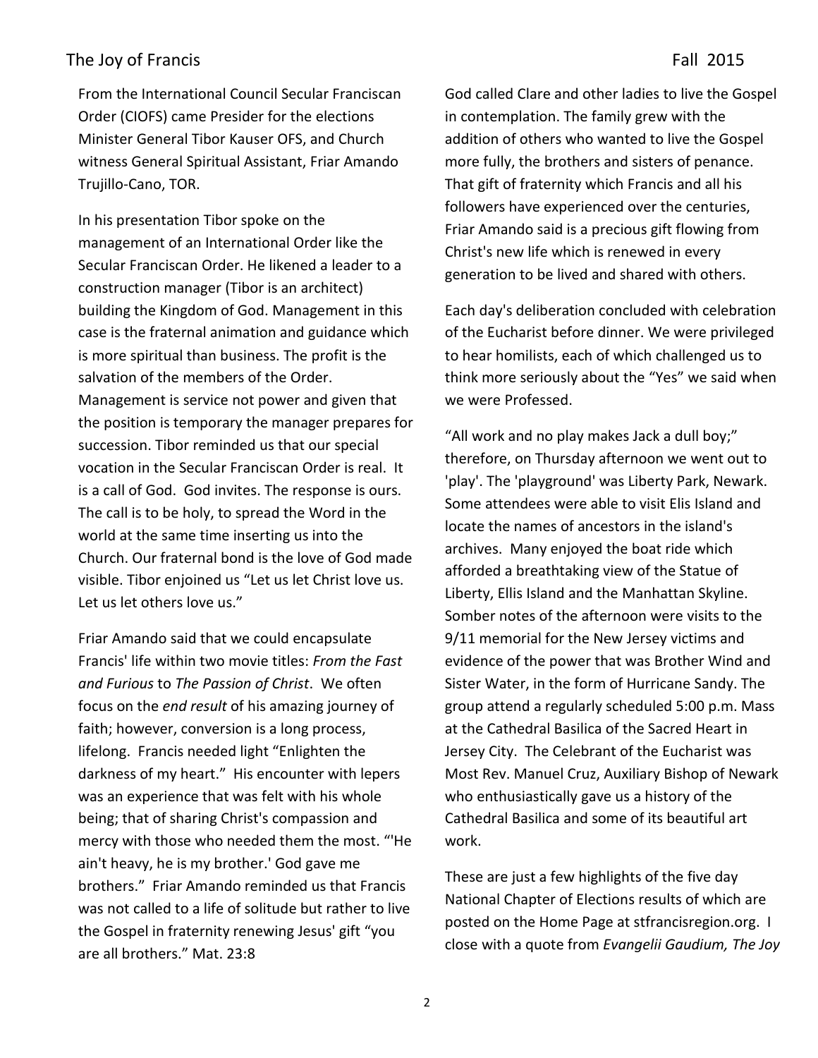From the International Council Secular Franciscan Order (CIOFS) came Presider for the elections Minister General Tibor Kauser OFS, and Church witness General Spiritual Assistant, Friar Amando Trujillo-Cano, TOR.

In his presentation Tibor spoke on the management of an International Order like the Secular Franciscan Order. He likened a leader to a construction manager (Tibor is an architect) building the Kingdom of God. Management in this case is the fraternal animation and guidance which is more spiritual than business. The profit is the salvation of the members of the Order. Management is service not power and given that the position is temporary the manager prepares for succession. Tibor reminded us that our special vocation in the Secular Franciscan Order is real. It is a call of God. God invites. The response is ours. The call is to be holy, to spread the Word in the world at the same time inserting us into the Church. Our fraternal bond is the love of God made visible. Tibor enjoined us "Let us let Christ love us. Let us let others love us."

Friar Amando said that we could encapsulate Francis' life within two movie titles: *From the Fast and Furious* to *The Passion of Christ*. We often focus on the *end result* of his amazing journey of faith; however, conversion is a long process, lifelong. Francis needed light "Enlighten the darkness of my heart." His encounter with lepers was an experience that was felt with his whole being; that of sharing Christ's compassion and mercy with those who needed them the most. "'He ain't heavy, he is my brother.' God gave me brothers." Friar Amando reminded us that Francis was not called to a life of solitude but rather to live the Gospel in fraternity renewing Jesus' gift "you are all brothers." Mat. 23:8

God called Clare and other ladies to live the Gospel in contemplation. The family grew with the addition of others who wanted to live the Gospel more fully, the brothers and sisters of penance. That gift of fraternity which Francis and all his followers have experienced over the centuries, Friar Amando said is a precious gift flowing from Christ's new life which is renewed in every generation to be lived and shared with others.

Each day's deliberation concluded with celebration of the Eucharist before dinner. We were privileged to hear homilists, each of which challenged us to think more seriously about the "Yes" we said when we were Professed.

"All work and no play makes Jack a dull boy;" therefore, on Thursday afternoon we went out to 'play'. The 'playground' was Liberty Park, Newark. Some attendees were able to visit Elis Island and locate the names of ancestors in the island's archives. Many enjoyed the boat ride which afforded a breathtaking view of the Statue of Liberty, Ellis Island and the Manhattan Skyline. Somber notes of the afternoon were visits to the 9/11 memorial for the New Jersey victims and evidence of the power that was Brother Wind and Sister Water, in the form of Hurricane Sandy. The group attend a regularly scheduled 5:00 p.m. Mass at the Cathedral Basilica of the Sacred Heart in Jersey City. The Celebrant of the Eucharist was Most Rev. Manuel Cruz, Auxiliary Bishop of Newark who enthusiastically gave us a history of the Cathedral Basilica and some of its beautiful art work.

These are just a few highlights of the five day National Chapter of Elections results of which are posted on the Home Page at stfrancisregion.org. I close with a quote from *Evangelii Gaudium, The Joy*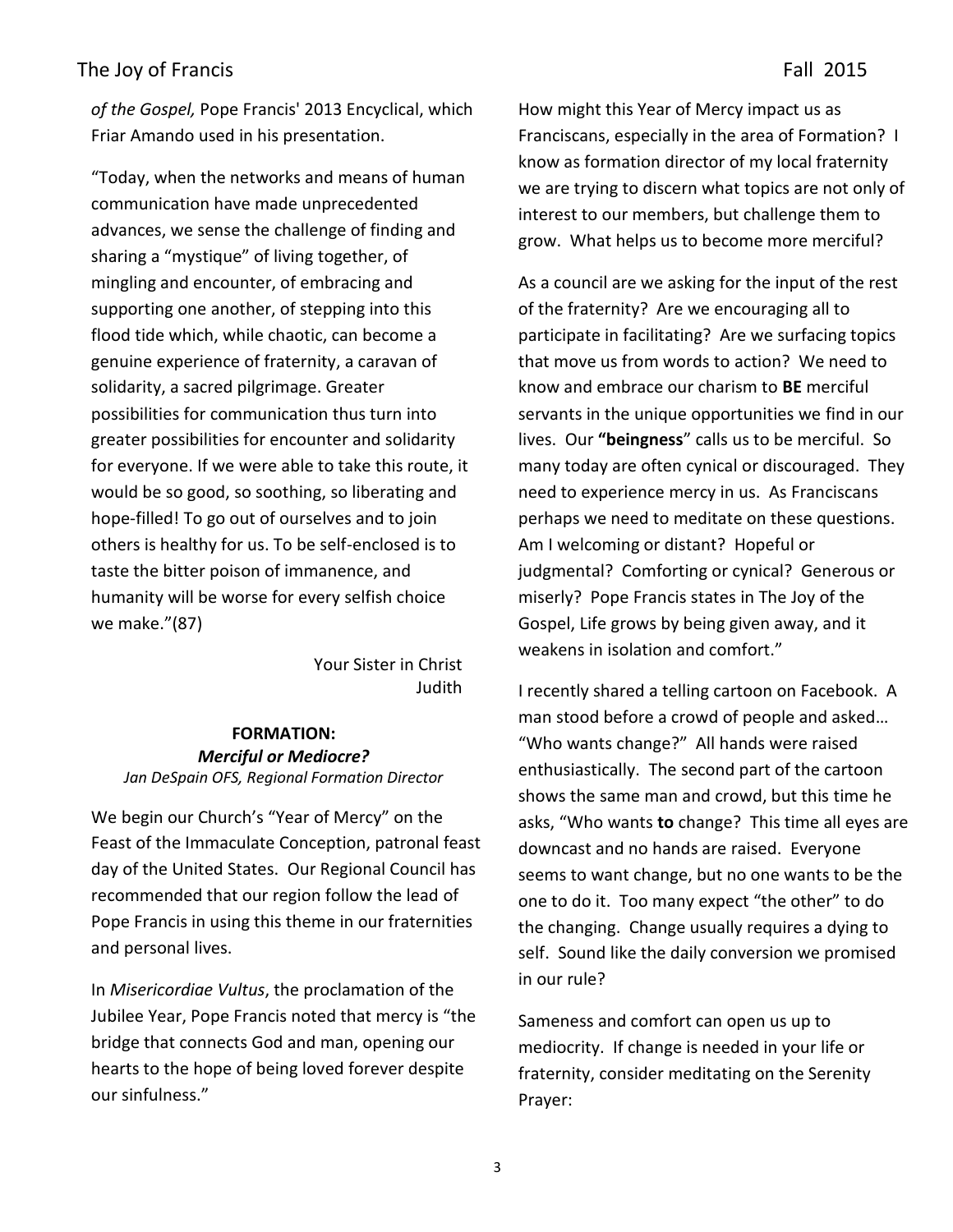*of the Gospel,* Pope Francis' 2013 Encyclical, which Friar Amando used in his presentation.

"Today, when the networks and means of human communication have made unprecedented advances, we sense the challenge of finding and sharing a "mystique" of living together, of mingling and encounter, of embracing and supporting one another, of stepping into this flood tide which, while chaotic, can become a genuine experience of fraternity, a caravan of solidarity, a sacred pilgrimage. Greater possibilities for communication thus turn into greater possibilities for encounter and solidarity for everyone. If we were able to take this route, it would be so good, so soothing, so liberating and hope-filled! To go out of ourselves and to join others is healthy for us. To be self-enclosed is to taste the bitter poison of immanence, and humanity will be worse for every selfish choice we make."(87)

Your Sister in Christ
Judith

## FORMATION:
### *Merciful or Mediocre?*

*Jan DeSpain OFS, Regional Formation Director*

We begin our Church's "Year of Mercy" on the Feast of the Immaculate Conception, patronal feast day of the United States. Our Regional Council has recommended that our region follow the lead of Pope Francis in using this theme in our fraternities and personal lives.

In *Misericordiae Vultus*, the proclamation of the Jubilee Year, Pope Francis noted that mercy is "the bridge that connects God and man, opening our hearts to the hope of being loved forever despite our sinfulness."

How might this Year of Mercy impact us as Franciscans, especially in the area of Formation? I know as formation director of my local fraternity we are trying to discern what topics are not only of interest to our members, but challenge them to grow. What helps us to become more merciful?

As a council are we asking for the input of the rest of the fraternity? Are we encouraging all to participate in facilitating? Are we surfacing topics that move us from words to action? We need to know and embrace our charism to **BE** merciful servants in the unique opportunities we find in our lives. Our **"beingness**" calls us to be merciful. So many today are often cynical or discouraged. They need to experience mercy in us. As Franciscans perhaps we need to meditate on these questions. Am I welcoming or distant? Hopeful or judgmental? Comforting or cynical? Generous or miserly? Pope Francis states in The Joy of the Gospel, Life grows by being given away, and it weakens in isolation and comfort."

I recently shared a telling cartoon on Facebook. A man stood before a crowd of people and asked… "Who wants change?" All hands were raised enthusiastically. The second part of the cartoon shows the same man and crowd, but this time he asks, "Who wants **to** change? This time all eyes are downcast and no hands are raised. Everyone seems to want change, but no one wants to be the one to do it. Too many expect "the other" to do the changing. Change usually requires a dying to self. Sound like the daily conversion we promised in our rule?

Sameness and comfort can open us up to mediocrity. If change is needed in your life or fraternity, consider meditating on the Serenity Prayer: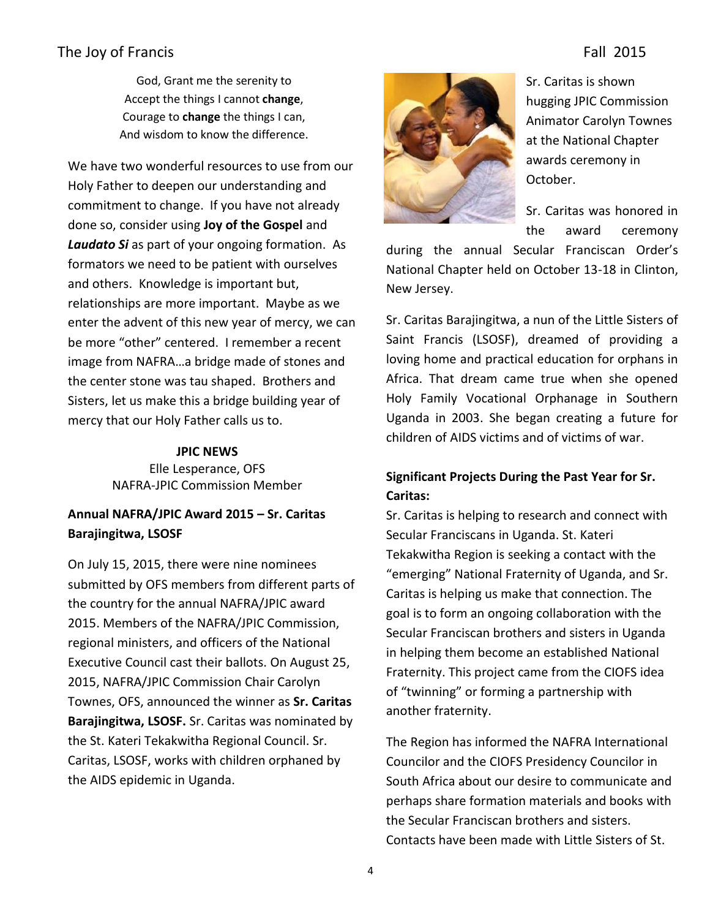God, Grant me the serenity to
Accept the things I cannot **change**,
Courage to **change** the things I can,
And wisdom to know the difference.

We have two wonderful resources to use from our Holy Father to deepen our understanding and commitment to change. If you have not already done so, consider using **Joy of the Gospel** and ***Laudato Si*** as part of your ongoing formation. As formators we need to be patient with ourselves and others. Knowledge is important but, relationships are more important. Maybe as we enter the advent of this new year of mercy, we can be more "other" centered. I remember a recent image from NAFRA…a bridge made of stones and the center stone was tau shaped. Brothers and Sisters, let us make this a bridge building year of mercy that our Holy Father calls us to.

**JPIC NEWS**

Elle Lesperance, OFS
NAFRA-JPIC Commission Member

**Annual NAFRA/JPIC Award 2015 – Sr. Caritas Barajingitwa, LSOSF**

On July 15, 2015, there were nine nominees submitted by OFS members from different parts of the country for the annual NAFRA/JPIC award 2015. Members of the NAFRA/JPIC Commission, regional ministers, and officers of the National Executive Council cast their ballots. On August 25, 2015, NAFRA/JPIC Commission Chair Carolyn Townes, OFS, announced the winner as **Sr. Caritas Barajingitwa, LSOSF.** Sr. Caritas was nominated by the St. Kateri Tekakwitha Regional Council. Sr. Caritas, LSOSF, works with children orphaned by the AIDS epidemic in Uganda.

Sr. Caritas is shown hugging JPIC Commission Animator Carolyn Townes at the National Chapter awards ceremony in October.

Sr. Caritas was honored in the award ceremony during the annual Secular Franciscan Order's National Chapter held on October 13-18 in Clinton, New Jersey.

Sr. Caritas Barajingitwa, a nun of the Little Sisters of Saint Francis (LSOSF), dreamed of providing a loving home and practical education for orphans in Africa. That dream came true when she opened Holy Family Vocational Orphanage in Southern Uganda in 2003. She began creating a future for children of AIDS victims and of victims of war.

**Significant Projects During the Past Year for Sr. Caritas:**

Sr. Caritas is helping to research and connect with Secular Franciscans in Uganda. St. Kateri Tekakwitha Region is seeking a contact with the "emerging" National Fraternity of Uganda, and Sr. Caritas is helping us make that connection. The goal is to form an ongoing collaboration with the Secular Franciscan brothers and sisters in Uganda in helping them become an established National Fraternity. This project came from the CIOFS idea of "twinning" or forming a partnership with another fraternity.

The Region has informed the NAFRA International Councilor and the CIOFS Presidency Councilor in South Africa about our desire to communicate and perhaps share formation materials and books with the Secular Franciscan brothers and sisters. Contacts have been made with Little Sisters of St.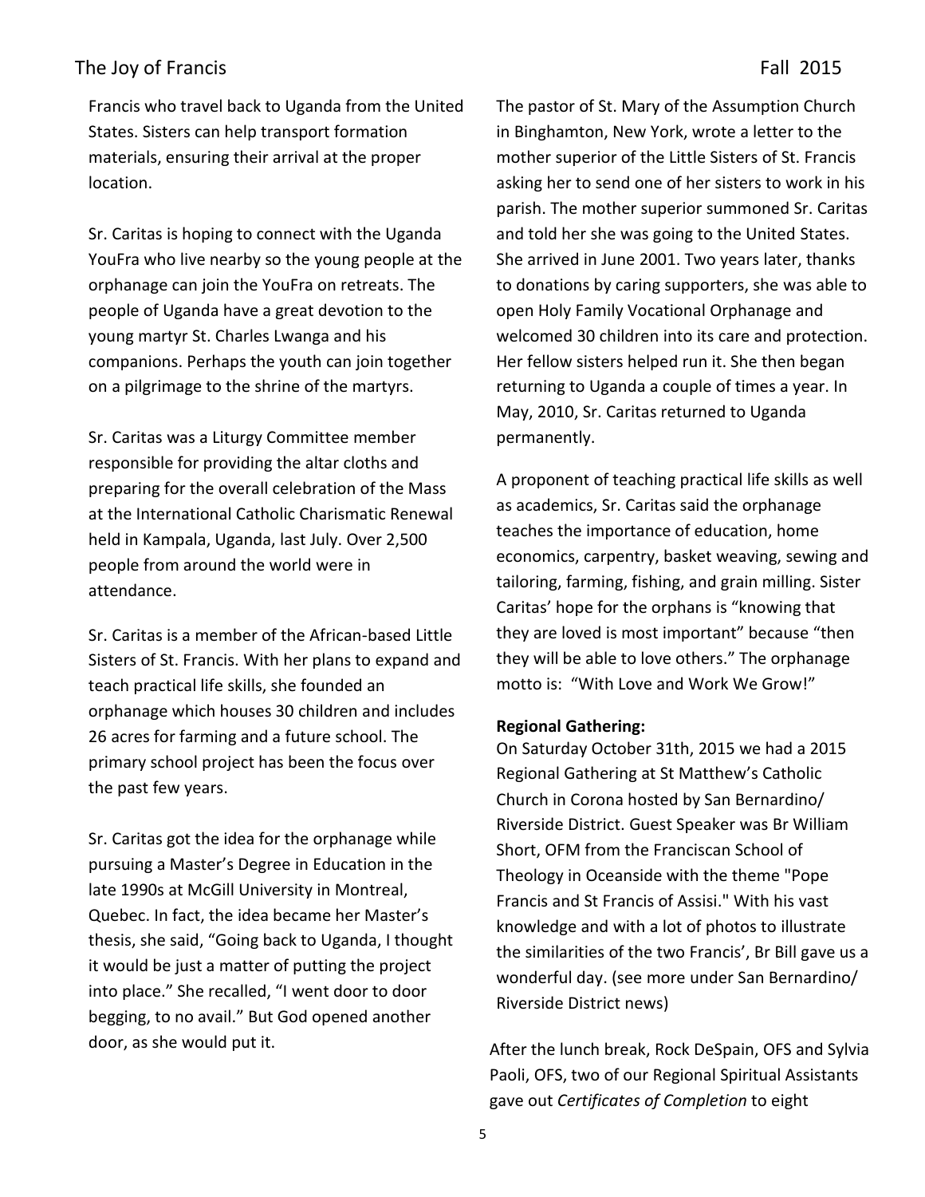Francis who travel back to Uganda from the United States. Sisters can help transport formation materials, ensuring their arrival at the proper location.

Sr. Caritas is hoping to connect with the Uganda YouFra who live nearby so the young people at the orphanage can join the YouFra on retreats. The people of Uganda have a great devotion to the young martyr St. Charles Lwanga and his companions. Perhaps the youth can join together on a pilgrimage to the shrine of the martyrs.

Sr. Caritas was a Liturgy Committee member responsible for providing the altar cloths and preparing for the overall celebration of the Mass at the International Catholic Charismatic Renewal held in Kampala, Uganda, last July. Over 2,500 people from around the world were in attendance.

Sr. Caritas is a member of the African-based Little Sisters of St. Francis. With her plans to expand and teach practical life skills, she founded an orphanage which houses 30 children and includes 26 acres for farming and a future school. The primary school project has been the focus over the past few years.

Sr. Caritas got the idea for the orphanage while pursuing a Master's Degree in Education in the late 1990s at McGill University in Montreal, Quebec. In fact, the idea became her Master's thesis, she said, "Going back to Uganda, I thought it would be just a matter of putting the project into place." She recalled, "I went door to door begging, to no avail." But God opened another door, as she would put it.

The pastor of St. Mary of the Assumption Church in Binghamton, New York, wrote a letter to the mother superior of the Little Sisters of St. Francis asking her to send one of her sisters to work in his parish. The mother superior summoned Sr. Caritas and told her she was going to the United States. She arrived in June 2001. Two years later, thanks to donations by caring supporters, she was able to open Holy Family Vocational Orphanage and welcomed 30 children into its care and protection. Her fellow sisters helped run it. She then began returning to Uganda a couple of times a year. In May, 2010, Sr. Caritas returned to Uganda permanently.

A proponent of teaching practical life skills as well as academics, Sr. Caritas said the orphanage teaches the importance of education, home economics, carpentry, basket weaving, sewing and tailoring, farming, fishing, and grain milling. Sister Caritas' hope for the orphans is "knowing that they are loved is most important" because "then they will be able to love others." The orphanage motto is: "With Love and Work We Grow!"

**Regional Gathering:**
On Saturday October 31th, 2015 we had a 2015 Regional Gathering at St Matthew's Catholic Church in Corona hosted by San Bernardino/ Riverside District. Guest Speaker was Br William Short, OFM from the Franciscan School of Theology in Oceanside with the theme "Pope Francis and St Francis of Assisi." With his vast knowledge and with a lot of photos to illustrate the similarities of the two Francis', Br Bill gave us a wonderful day. (see more under San Bernardino/ Riverside District news)

After the lunch break, Rock DeSpain, OFS and Sylvia Paoli, OFS, two of our Regional Spiritual Assistants gave out *Certificates of Completion* to eight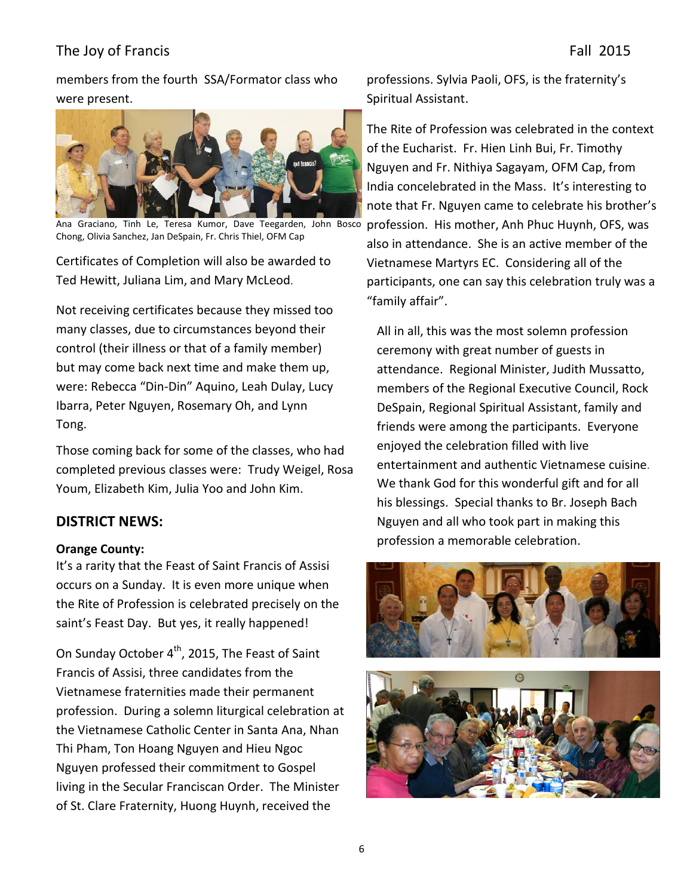members from the fourth SSA/Formator class who were present.

Ana Graciano, Tinh Le, Teresa Kumor, Dave Teegarden, John Bosco Chong, Olivia Sanchez, Jan DeSpain, Fr. Chris Thiel, OFM Cap

Certificates of Completion will also be awarded to Ted Hewitt, Juliana Lim, and Mary McLeod.

Not receiving certificates because they missed too many classes, due to circumstances beyond their control (their illness or that of a family member) but may come back next time and make them up, were: Rebecca "Din-Din" Aquino, Leah Dulay, Lucy Ibarra, Peter Nguyen, Rosemary Oh, and Lynn Tong.

Those coming back for some of the classes, who had completed previous classes were: Trudy Weigel, Rosa Youm, Elizabeth Kim, Julia Yoo and John Kim.

## DISTRICT NEWS:

### Orange County:

It's a rarity that the Feast of Saint Francis of Assisi occurs on a Sunday. It is even more unique when the Rite of Profession is celebrated precisely on the saint's Feast Day. But yes, it really happened!

On Sunday October 4th, 2015, The Feast of Saint Francis of Assisi, three candidates from the Vietnamese fraternities made their permanent profession. During a solemn liturgical celebration at the Vietnamese Catholic Center in Santa Ana, Nhan Thi Pham, Ton Hoang Nguyen and Hieu Ngoc Nguyen professed their commitment to Gospel living in the Secular Franciscan Order. The Minister of St. Clare Fraternity, Huong Huynh, received the professions. Sylvia Paoli, OFS, is the fraternity's Spiritual Assistant.

The Rite of Profession was celebrated in the context of the Eucharist. Fr. Hien Linh Bui, Fr. Timothy Nguyen and Fr. Nithiya Sagayam, OFM Cap, from India concelebrated in the Mass. It's interesting to note that Fr. Nguyen came to celebrate his brother's profession. His mother, Anh Phuc Huynh, OFS, was also in attendance. She is an active member of the Vietnamese Martyrs EC. Considering all of the participants, one can say this celebration truly was a "family affair".

All in all, this was the most solemn profession ceremony with great number of guests in attendance. Regional Minister, Judith Mussatto, members of the Regional Executive Council, Rock DeSpain, Regional Spiritual Assistant, family and friends were among the participants. Everyone enjoyed the celebration filled with live entertainment and authentic Vietnamese cuisine. We thank God for this wonderful gift and for all his blessings. Special thanks to Br. Joseph Bach Nguyen and all who took part in making this profession a memorable celebration.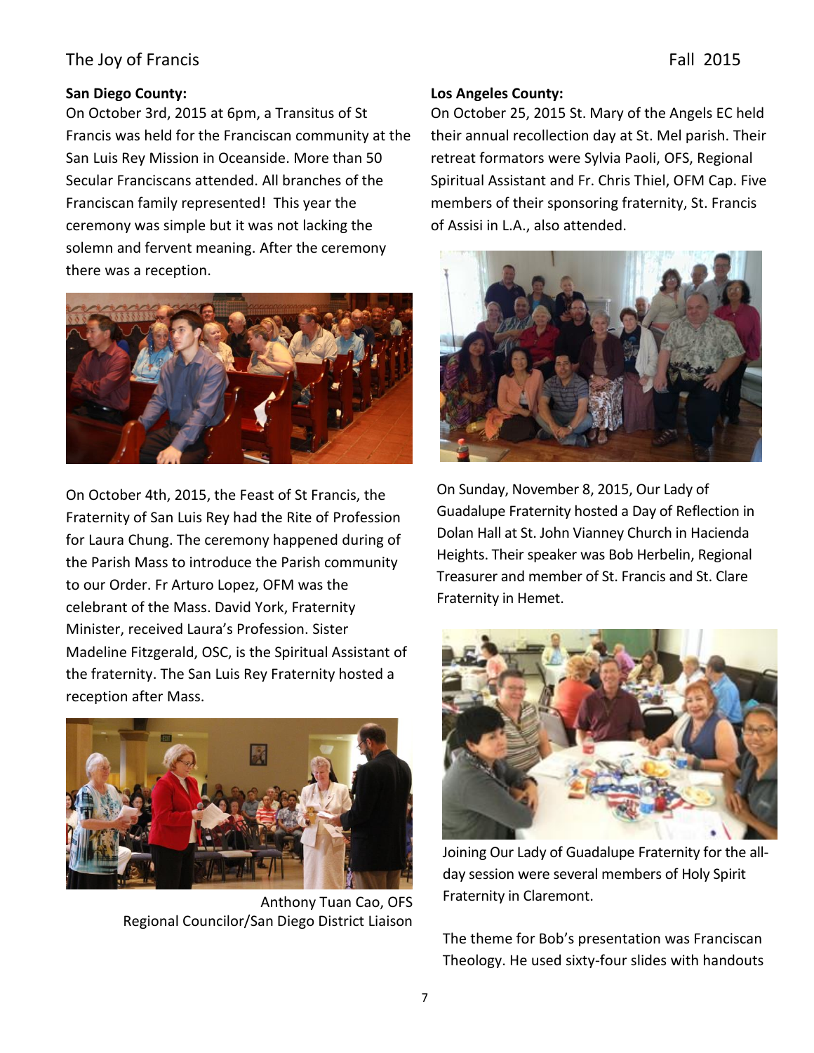**San Diego County:**

On October 3rd, 2015 at 6pm, a Transitus of St Francis was held for the Franciscan community at the San Luis Rey Mission in Oceanside. More than 50 Secular Franciscans attended. All branches of the Franciscan family represented! This year the ceremony was simple but it was not lacking the solemn and fervent meaning. After the ceremony there was a reception.

On October 4th, 2015, the Feast of St Francis, the Fraternity of San Luis Rey had the Rite of Profession for Laura Chung. The ceremony happened during of the Parish Mass to introduce the Parish community to our Order. Fr Arturo Lopez, OFM was the celebrant of the Mass. David York, Fraternity Minister, received Laura's Profession. Sister Madeline Fitzgerald, OSC, is the Spiritual Assistant of the fraternity. The San Luis Rey Fraternity hosted a reception after Mass.

Anthony Tuan Cao, OFS
Regional Councilor/San Diego District Liaison

**Los Angeles County:**

On October 25, 2015 St. Mary of the Angels EC held their annual recollection day at St. Mel parish. Their retreat formators were Sylvia Paoli, OFS, Regional Spiritual Assistant and Fr. Chris Thiel, OFM Cap. Five members of their sponsoring fraternity, St. Francis of Assisi in L.A., also attended.

On Sunday, November 8, 2015, Our Lady of Guadalupe Fraternity hosted a Day of Reflection in Dolan Hall at St. John Vianney Church in Hacienda Heights. Their speaker was Bob Herbelin, Regional Treasurer and member of St. Francis and St. Clare Fraternity in Hemet.

Joining Our Lady of Guadalupe Fraternity for the all-day session were several members of Holy Spirit Fraternity in Claremont.

The theme for Bob's presentation was Franciscan Theology. He used sixty-four slides with handouts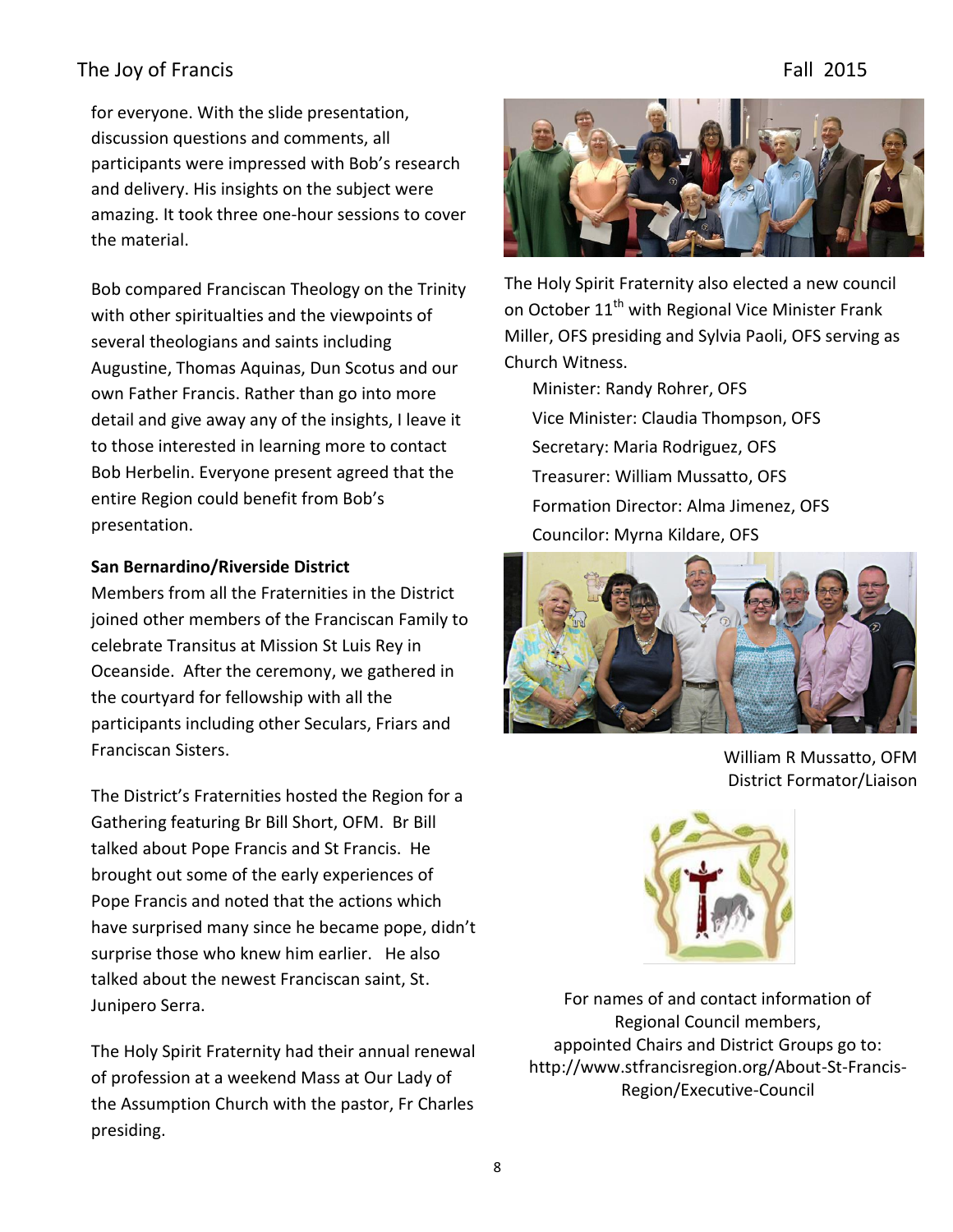for everyone. With the slide presentation, discussion questions and comments, all participants were impressed with Bob's research and delivery. His insights on the subject were amazing. It took three one-hour sessions to cover the material.

Bob compared Franciscan Theology on the Trinity with other spiritualties and the viewpoints of several theologians and saints including Augustine, Thomas Aquinas, Dun Scotus and our own Father Francis. Rather than go into more detail and give away any of the insights, I leave it to those interested in learning more to contact Bob Herbelin. Everyone present agreed that the entire Region could benefit from Bob's presentation.

**San Bernardino/Riverside District**

Members from all the Fraternities in the District joined other members of the Franciscan Family to celebrate Transitus at Mission St Luis Rey in Oceanside. After the ceremony, we gathered in the courtyard for fellowship with all the participants including other Seculars, Friars and Franciscan Sisters.

The District's Fraternities hosted the Region for a Gathering featuring Br Bill Short, OFM. Br Bill talked about Pope Francis and St Francis. He brought out some of the early experiences of Pope Francis and noted that the actions which have surprised many since he became pope, didn't surprise those who knew him earlier. He also talked about the newest Franciscan saint, St. Junipero Serra.

The Holy Spirit Fraternity had their annual renewal of profession at a weekend Mass at Our Lady of the Assumption Church with the pastor, Fr Charles presiding.

The Holy Spirit Fraternity also elected a new council on October 11th with Regional Vice Minister Frank Miller, OFS presiding and Sylvia Paoli, OFS serving as Church Witness.

- Minister: Randy Rohrer, OFS
- Vice Minister: Claudia Thompson, OFS
- Secretary: Maria Rodriguez, OFS
- Treasurer: William Mussatto, OFS
- Formation Director: Alma Jimenez, OFS
- Councilor: Myrna Kildare, OFS

William R Mussatto, OFM
District Formator/Liaison

For names of and contact information of Regional Council members, appointed Chairs and District Groups go to: http://www.stfrancisregion.org/About-St-Francis-Region/Executive-Council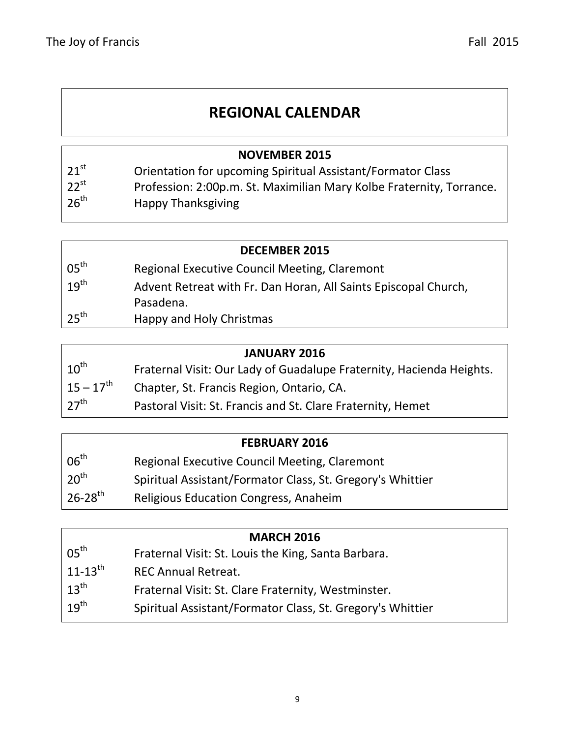# REGIONAL CALENDAR

## NOVEMBER 2015

| | |
|---|---|
| 21st | Orientation for upcoming Spiritual Assistant/Formator Class |
| 22st | Profession: 2:00p.m. St. Maximilian Mary Kolbe Fraternity, Torrance. |
| 26th | Happy Thanksgiving |

## DECEMBER 2015

| | |
|---|---|
| 05th | Regional Executive Council Meeting, Claremont |
| 19th | Advent Retreat with Fr. Dan Horan, All Saints Episcopal Church, Pasadena. |
| 25th | Happy and Holy Christmas |

## JANUARY 2016

| | |
|---|---|
| 10th | Fraternal Visit: Our Lady of Guadalupe Fraternity, Hacienda Heights. |
| 15 – 17th | Chapter, St. Francis Region, Ontario, CA. |
| 27th | Pastoral Visit: St. Francis and St. Clare Fraternity, Hemet |

## FEBRUARY 2016

| | |
|---|---|
| 06th | Regional Executive Council Meeting, Claremont |
| 20th | Spiritual Assistant/Formator Class, St. Gregory's Whittier |
| 26-28th | Religious Education Congress, Anaheim |

## MARCH 2016

| | |
|---|---|
| 05th | Fraternal Visit: St. Louis the King, Santa Barbara. |
| 11-13th | REC Annual Retreat. |
| 13th | Fraternal Visit: St. Clare Fraternity, Westminster. |
| 19th | Spiritual Assistant/Formator Class, St. Gregory's Whittier |